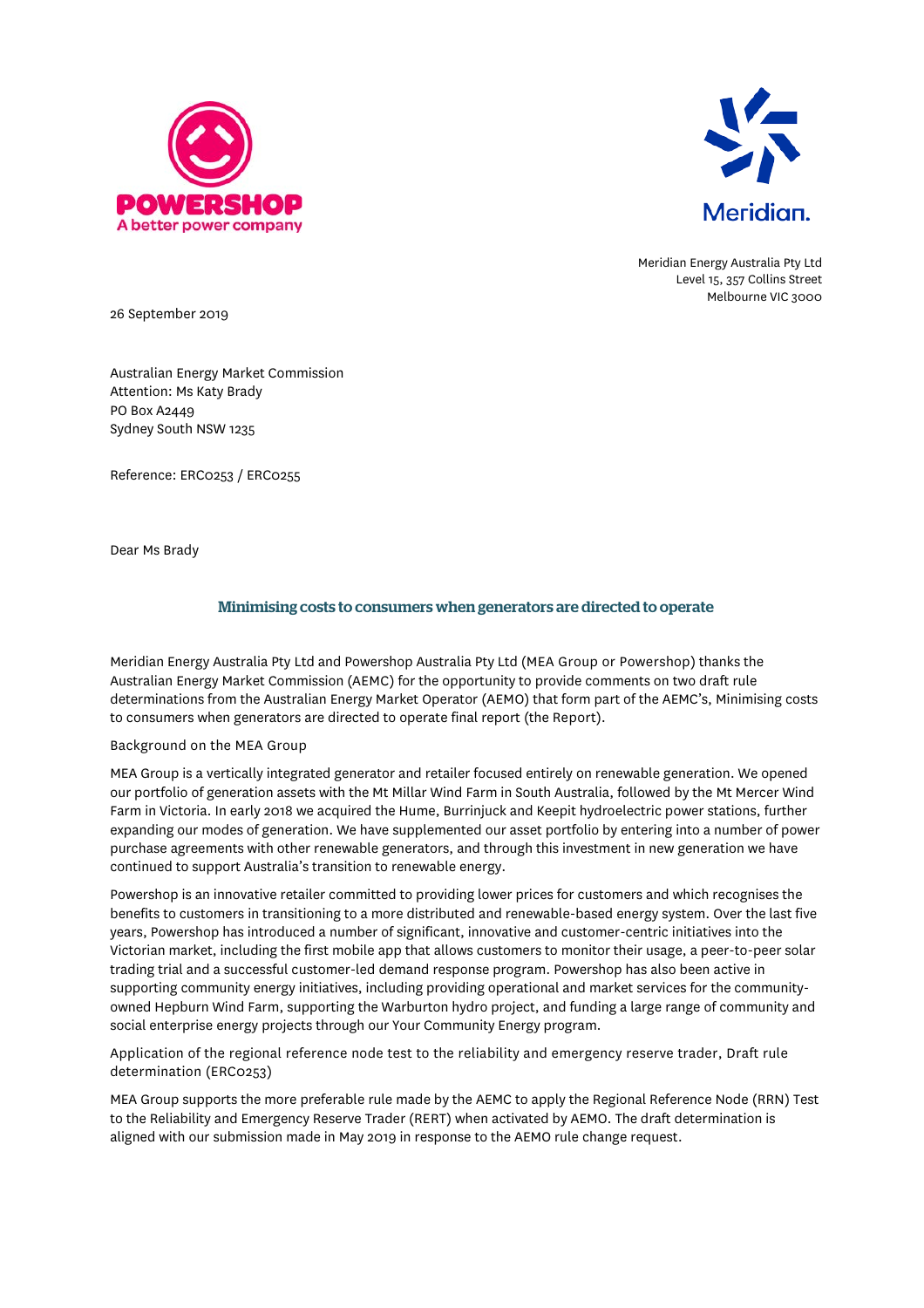POWERSHOP
A better power company

Meridian.

Meridian Energy Australia Pty Ltd
Level 15, 357 Collins Street
Melbourne VIC 3000

26 September 2019

Australian Energy Market Commission
Attention: Ms Katy Brady
PO Box A2449
Sydney South NSW 1235

Reference: ERC0253 / ERC0255

Dear Ms Brady

## Minimising costs to consumers when generators are directed to operate

Meridian Energy Australia Pty Ltd and Powershop Australia Pty Ltd (MEA Group or Powershop) thanks the Australian Energy Market Commission (AEMC) for the opportunity to provide comments on two draft rule determinations from the Australian Energy Market Operator (AEMO) that form part of the AEMC's, Minimising costs to consumers when generators are directed to operate final report (the Report).

### Background on the MEA Group

MEA Group is a vertically integrated generator and retailer focused entirely on renewable generation. We opened our portfolio of generation assets with the Mt Millar Wind Farm in South Australia, followed by the Mt Mercer Wind Farm in Victoria. In early 2018 we acquired the Hume, Burrinjuck and Keepit hydroelectric power stations, further expanding our modes of generation. We have supplemented our asset portfolio by entering into a number of power purchase agreements with other renewable generators, and through this investment in new generation we have continued to support Australia's transition to renewable energy.

Powershop is an innovative retailer committed to providing lower prices for customers and which recognises the benefits to customers in transitioning to a more distributed and renewable-based energy system. Over the last five years, Powershop has introduced a number of significant, innovative and customer-centric initiatives into the Victorian market, including the first mobile app that allows customers to monitor their usage, a peer-to-peer solar trading trial and a successful customer-led demand response program. Powershop has also been active in supporting community energy initiatives, including providing operational and market services for the community-owned Hepburn Wind Farm, supporting the Warburton hydro project, and funding a large range of community and social enterprise energy projects through our Your Community Energy program.

### Application of the regional reference node test to the reliability and emergency reserve trader, Draft rule determination (ERC0253)

MEA Group supports the more preferable rule made by the AEMC to apply the Regional Reference Node (RRN) Test to the Reliability and Emergency Reserve Trader (RERT) when activated by AEMO. The draft determination is aligned with our submission made in May 2019 in response to the AEMO rule change request.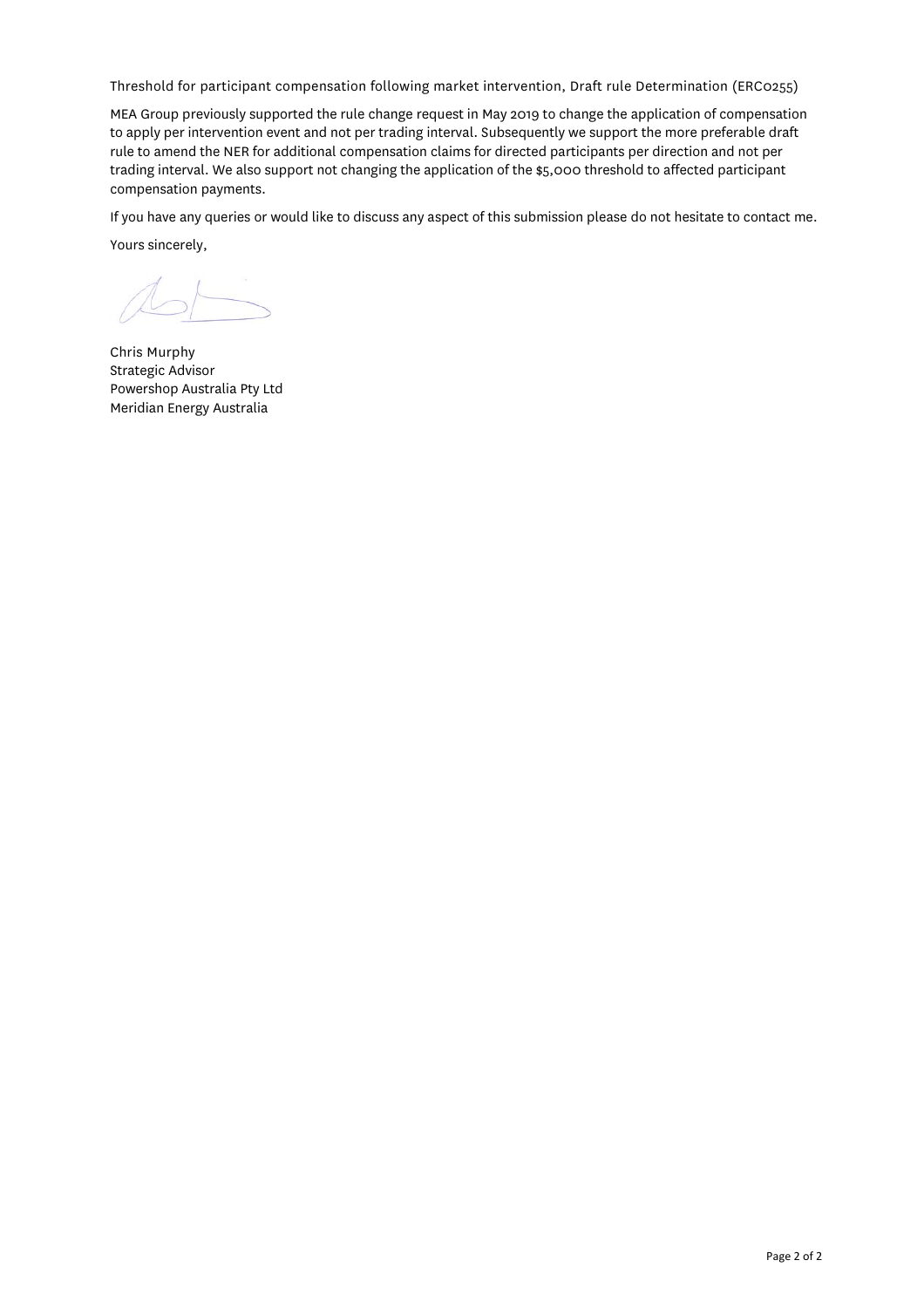Threshold for participant compensation following market intervention, Draft rule Determination (ERC0255)

MEA Group previously supported the rule change request in May 2019 to change the application of compensation to apply per intervention event and not per trading interval. Subsequently we support the more preferable draft rule to amend the NER for additional compensation claims for directed participants per direction and not per trading interval. We also support not changing the application of the $5,000 threshold to affected participant compensation payments.

If you have any queries or would like to discuss any aspect of this submission please do not hesitate to contact me.

Yours sincerely,

Chris Murphy
Strategic Advisor
Powershop Australia Pty Ltd
Meridian Energy Australia